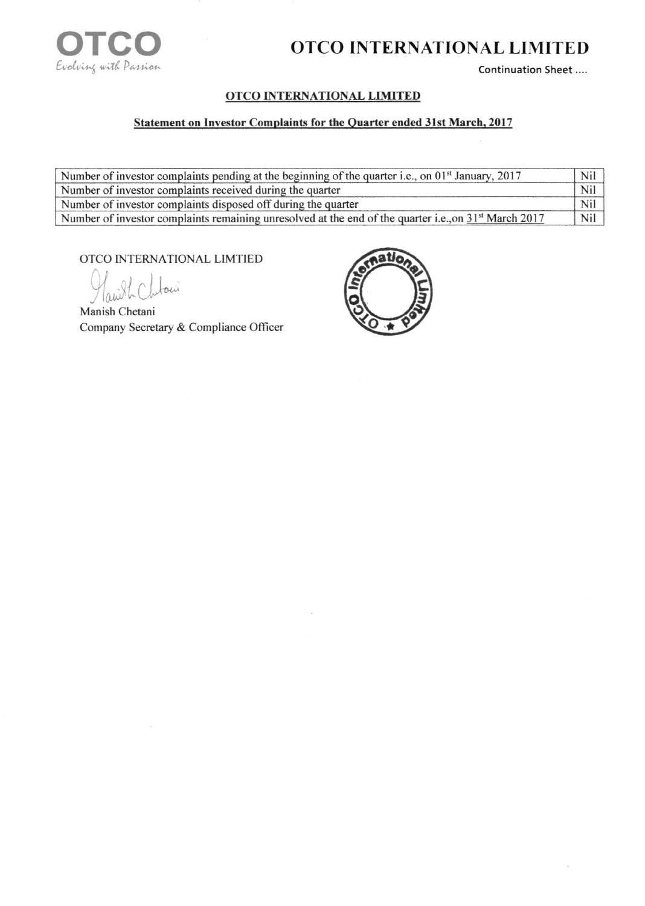# OTCO INTERNATIONAL LIMITED

Continuation Sheet ....

## OTCO INTERNATIONAL LIMITED

### Statement on Investor Complaints for the Quarter ended 31st March, 2017

| | |
|---|---|
| Number of investor complaints pending at the beginning of the quarter i.e., on 01st January, 2017 | Nil |
| Number of investor complaints received during the quarter | Nil |
| Number of investor complaints disposed off during the quarter | Nil |
| Number of investor complaints remaining unresolved at the end of the quarter i.e.,on 31st March 2017 | Nil |

OTCO INTERNATIONAL LIMTIED

Manish Chetani
Company Secretary & Compliance Officer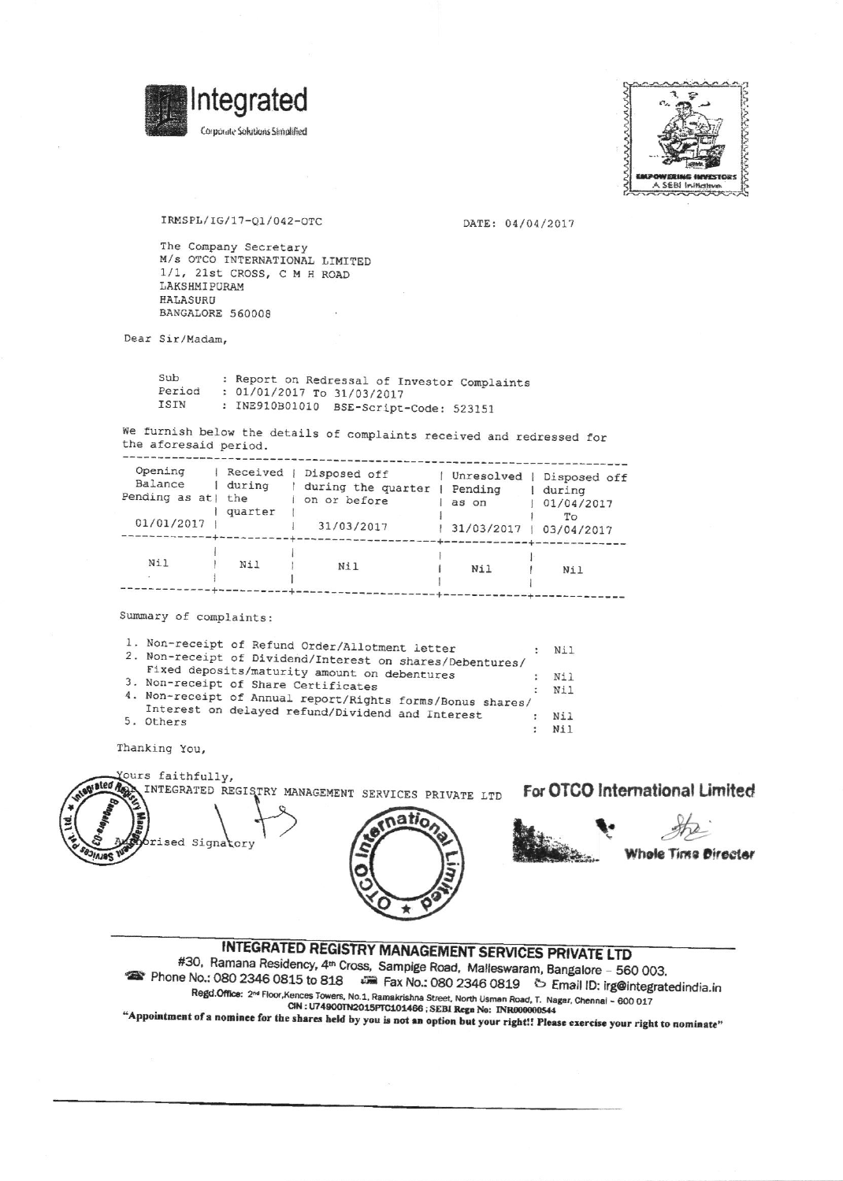Integrated

Corporate Solutions Simplified

EMPOWERING INVESTORS
A SEBI Initiative

IRMSPL/IG/17-Q1/042-OTC

DATE: 04/04/2017

The Company Secretary
M/s OTCO INTERNATIONAL LIMITED
1/1, 21st CROSS, C M H ROAD
LAKSHMIPURAM
HALASURU
BANGALORE 560008

Dear Sir/Madam,

Sub : Report on Redressal of Investor Complaints
Period : 01/01/2017 To 31/03/2017
ISIN : INE910B01010 BSE-Script-Code: 523151

We furnish below the details of complaints received and redressed for the aforesaid period.

| Opening Balance Pending as at 01/01/2017 | Received during the quarter | Disposed off during the quarter on or before 31/03/2017 | Unresolved Pending as on 31/03/2017 | Disposed off during 01/04/2017 To 03/04/2017 |
|---|---|---|---|---|
| Nil | Nil | Nil | Nil | Nil |

Summary of complaints:

1. Non-receipt of Refund Order/Allotment letter : Nil
2. Non-receipt of Dividend/Interest on shares/Debentures/ Fixed deposits/maturity amount on debentures : Nil
3. Non-receipt of Share Certificates : Nil
4. Non-receipt of Annual report/Rights forms/Bonus shares/ Interest on delayed refund/Dividend and Interest : Nil
5. Others : Nil

Thanking You,

Yours faithfully,
For INTEGRATED REGISTRY MANAGEMENT SERVICES PRIVATE LTD

Authorised Signatory

**For OTCO International Limited**

**Whole Time Director**

**INTEGRATED REGISTRY MANAGEMENT SERVICES PRIVATE LTD**

#30, Ramana Residency, 4th Cross, Sampige Road, Malleswaram, Bangalore - 560 003.
Phone No.: 080 2346 0815 to 818 Fax No.: 080 2346 0819 Email ID: irg@integratedindia.in
Regd.Office: 2nd Floor,Kences Towers, No.1, Ramakrishna Street, North Usman Road, T. Nagar, Chennai - 600 017
CIN : U74900TN2015PTC101466 ; SEBI Regn No: INR000000544

**"Appointment of a nominee for the shares held by you is not an option but your right!! Please exercise your right to nominate"**